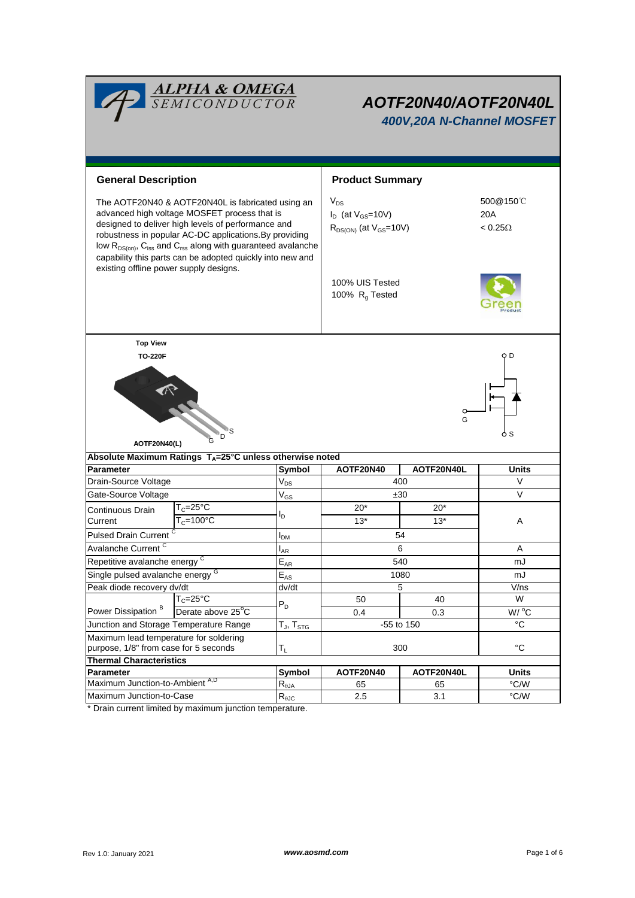# AOTF20N40/AOTF20N40L

### *400V,20A N-Channel MOSFET*

## General Description

The AOTF20N40 & AOTF20N40L is fabricated using an advanced high voltage MOSFET process that is designed to deliver high levels of performance and robustness in popular AC-DC applications.By providing low $R_{DS(on)}$, $C_{iss}$ and $C_{rss}$ along with guaranteed avalanche capability this parts can be adopted quickly into new and existing offline power supply designs.

## Product Summary

| | |
|---|---|
| $V_{DS}$ | 500@150℃ |
| $I_D$ (at $V_{GS}$=10V) | 20A |
| $R_{DS(ON)}$ (at $V_{GS}$=10V) | < 0.25Ω |

100% UIS Tested
100% $R_g$ Tested

Top View

TO-220F

AOTF20N40(L)

G D S

**Absolute Maximum Ratings $T_A$=25°C unless otherwise noted**

| Parameter | | Symbol | AOTF20N40 | AOTF20N40L | Units |
|---|---|---|---|---|---|
| Drain-Source Voltage | | $V_{DS}$ | 400 | | V |
| Gate-Source Voltage | | $V_{GS}$ | ±30 | | V |
| Continuous Drain Current | $T_C$=25°C | $I_D$ | 20* | 20* | A |
| | $T_C$=100°C | | 13* | 13* | |
| Pulsed Drain Current [C] | | $I_{DM}$ | 54 | | |
| Avalanche Current [C] | | $I_{AR}$ | 6 | | A |
| Repetitive avalanche energy [C] | | $E_{AR}$ | 540 | | mJ |
| Single pulsed avalanche energy [G] | | $E_{AS}$ | 1080 | | mJ |
| Peak diode recovery dv/dt | | dv/dt | 5 | | V/ns |
| Power Dissipation [B] | $T_C$=25°C | $P_D$ | 50 | 40 | W |
| | Derate above 25°C | | 0.4 | 0.3 | W/ °C |
| Junction and Storage Temperature Range | | $T_J$, $T_{STG}$ | -55 to 150 | | °C |
| Maximum lead temperature for soldering purpose, 1/8" from case for 5 seconds | | $T_L$ | 300 | | °C |

**Thermal Characteristics**

| Parameter | Symbol | AOTF20N40 | AOTF20N40L | Units |
|---|---|---|---|---|
| Maximum Junction-to-Ambient [A,D] | $R_{\theta JA}$ | 65 | 65 | °C/W |
| Maximum Junction-to-Case | $R_{\theta JC}$ | 2.5 | 3.1 | °C/W |

* Drain current limited by maximum junction temperature.

Rev 1.0: January 2021 www.aosmd.com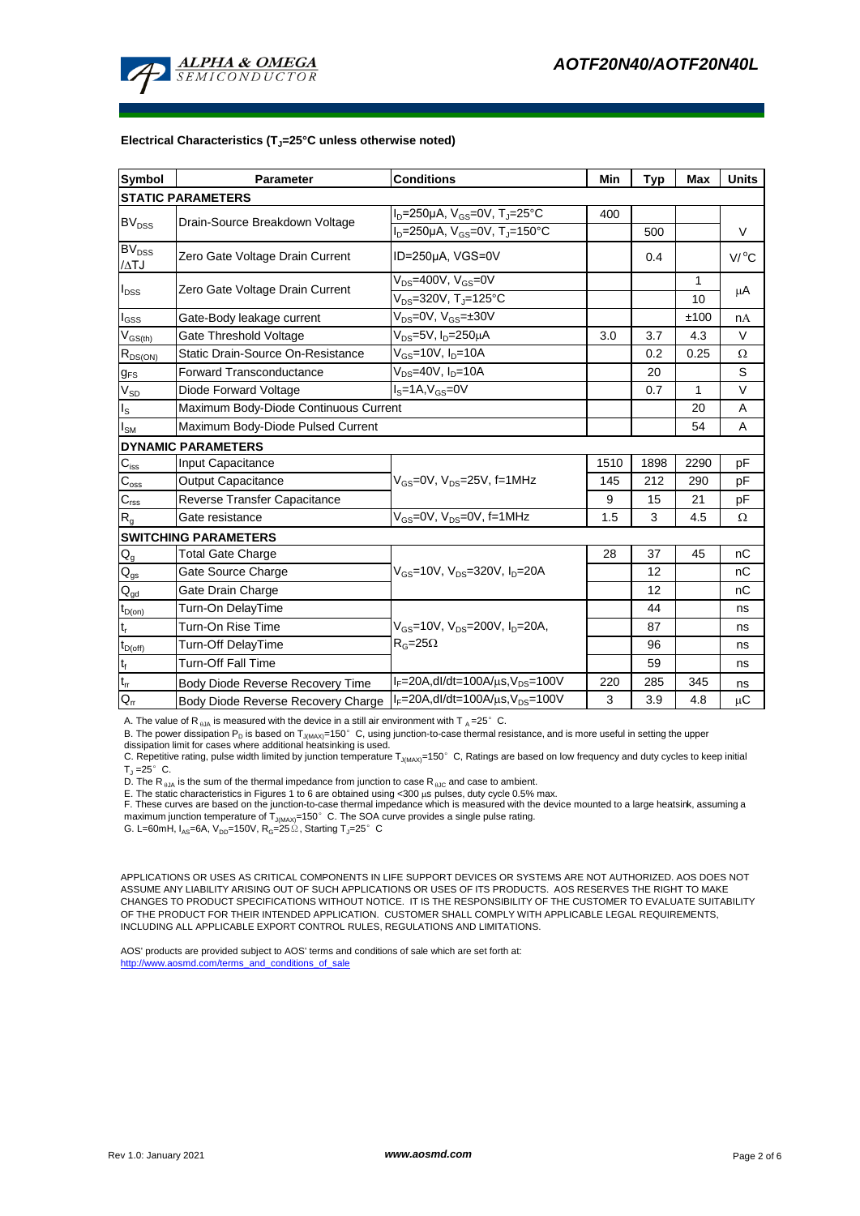**Electrical Characteristics ($T_J$=25°C unless otherwise noted)**

| Symbol | Parameter | Conditions | Min | Typ | Max | Units |
|---|---|---|---|---|---|---|
| **STATIC PARAMETERS** | | | | | | |
| $BV_{DSS}$ | Drain-Source Breakdown Voltage | $I_D$=250µA, $V_{GS}$=0V, $T_J$=25°C | 400 | | | V |
| | | $I_D$=250µA, $V_{GS}$=0V, $T_J$=150°C | | 500 | | |
| $BV_{DSS}$ /ΔTJ | Zero Gate Voltage Drain Current | ID=250µA, VGS=0V | | 0.4 | | V/°C |
| $I_{DSS}$ | Zero Gate Voltage Drain Current | $V_{DS}$=400V, $V_{GS}$=0V | | | 1 | µA |
| | | $V_{DS}$=320V, $T_J$=125°C | | | 10 | |
| $I_{GSS}$ | Gate-Body leakage current | $V_{DS}$=0V, $V_{GS}$=±30V | | | ±100 | nA |
| $V_{GS(th)}$ | Gate Threshold Voltage | $V_{DS}$=5V, $I_D$=250µA | 3.0 | 3.7 | 4.3 | V |
| $R_{DS(ON)}$ | Static Drain-Source On-Resistance | $V_{GS}$=10V, $I_D$=10A | | 0.2 | 0.25 | Ω |
| $g_{FS}$ | Forward Transconductance | $V_{DS}$=40V, $I_D$=10A | | 20 | | S |
| $V_{SD}$ | Diode Forward Voltage | $I_S$=1A,$V_{GS}$=0V | | 0.7 | 1 | V |
| $I_S$ | Maximum Body-Diode Continuous Current | | | | 20 | A |
| $I_{SM}$ | Maximum Body-Diode Pulsed Current | | | | 54 | A |
| **DYNAMIC PARAMETERS** | | | | | | |
| $C_{iss}$ | Input Capacitance | $V_{GS}$=0V, $V_{DS}$=25V, f=1MHz | 1510 | 1898 | 2290 | pF |
| $C_{oss}$ | Output Capacitance | | 145 | 212 | 290 | pF |
| $C_{rss}$ | Reverse Transfer Capacitance | | 9 | 15 | 21 | pF |
| $R_g$ | Gate resistance | $V_{GS}$=0V, $V_{DS}$=0V, f=1MHz | 1.5 | 3 | 4.5 | Ω |
| **SWITCHING PARAMETERS** | | | | | | |
| $Q_g$ | Total Gate Charge | $V_{GS}$=10V, $V_{DS}$=320V, $I_D$=20A | 28 | 37 | 45 | nC |
| $Q_{gs}$ | Gate Source Charge | | | 12 | | nC |
| $Q_{gd}$ | Gate Drain Charge | | | 12 | | nC |
| $t_{D(on)}$ | Turn-On DelayTime | $V_{GS}$=10V, $V_{DS}$=200V, $I_D$=20A, $R_G$=25Ω | | 44 | | ns |
| $t_r$ | Turn-On Rise Time | | | 87 | | ns |
| $t_{D(off)}$ | Turn-Off DelayTime | | | 96 | | ns |
| $t_f$ | Turn-Off Fall Time | | | 59 | | ns |
| $t_{rr}$ | Body Diode Reverse Recovery Time | $I_F$=20A,dI/dt=100A/µs,$V_{DS}$=100V | 220 | 285 | 345 | ns |
| $Q_{rr}$ | Body Diode Reverse Recovery Charge | $I_F$=20A,dI/dt=100A/µs,$V_{DS}$=100V | 3 | 3.9 | 4.8 | µC |

A. The value of $R_{θJA}$ is measured with the device in a still air environment with $T_A$=25° C.
B. The power dissipation $P_D$ is based on $T_{J(MAX)}$=150° C, using junction-to-case thermal resistance, and is more useful in setting the upper dissipation limit for cases where additional heatsinking is used.
C. Repetitive rating, pulse width limited by junction temperature $T_{J(MAX)}$=150° C, Ratings are based on low frequency and duty cycles to keep initial $T_J$ =25° C.
D. The $R_{θJA}$ is the sum of the thermal impedance from junction to case $R_{θJC}$ and case to ambient.
E. The static characteristics in Figures 1 to 6 are obtained using <300 µs pulses, duty cycle 0.5% max.
F. These curves are based on the junction-to-case thermal impedance which is measured with the device mounted to a large heatsink, assuming a maximum junction temperature of $T_{J(MAX)}$=150° C. The SOA curve provides a single pulse rating.
G. L=60mH, $I_{AS}$=6A, $V_{DD}$=150V, $R_G$=25Ω, Starting $T_J$=25° C

APPLICATIONS OR USES AS CRITICAL COMPONENTS IN LIFE SUPPORT DEVICES OR SYSTEMS ARE NOT AUTHORIZED. AOS DOES NOT ASSUME ANY LIABILITY ARISING OUT OF SUCH APPLICATIONS OR USES OF ITS PRODUCTS. AOS RESERVES THE RIGHT TO MAKE CHANGES TO PRODUCT SPECIFICATIONS WITHOUT NOTICE. IT IS THE RESPONSIBILITY OF THE CUSTOMER TO EVALUATE SUITABILITY OF THE PRODUCT FOR THEIR INTENDED APPLICATION. CUSTOMER SHALL COMPLY WITH APPLICABLE LEGAL REQUIREMENTS, INCLUDING ALL APPLICABLE EXPORT CONTROL RULES, REGULATIONS AND LIMITATIONS.

AOS' products are provided subject to AOS' terms and conditions of sale which are set forth at:
http://www.aosmd.com/terms_and_conditions_of_sale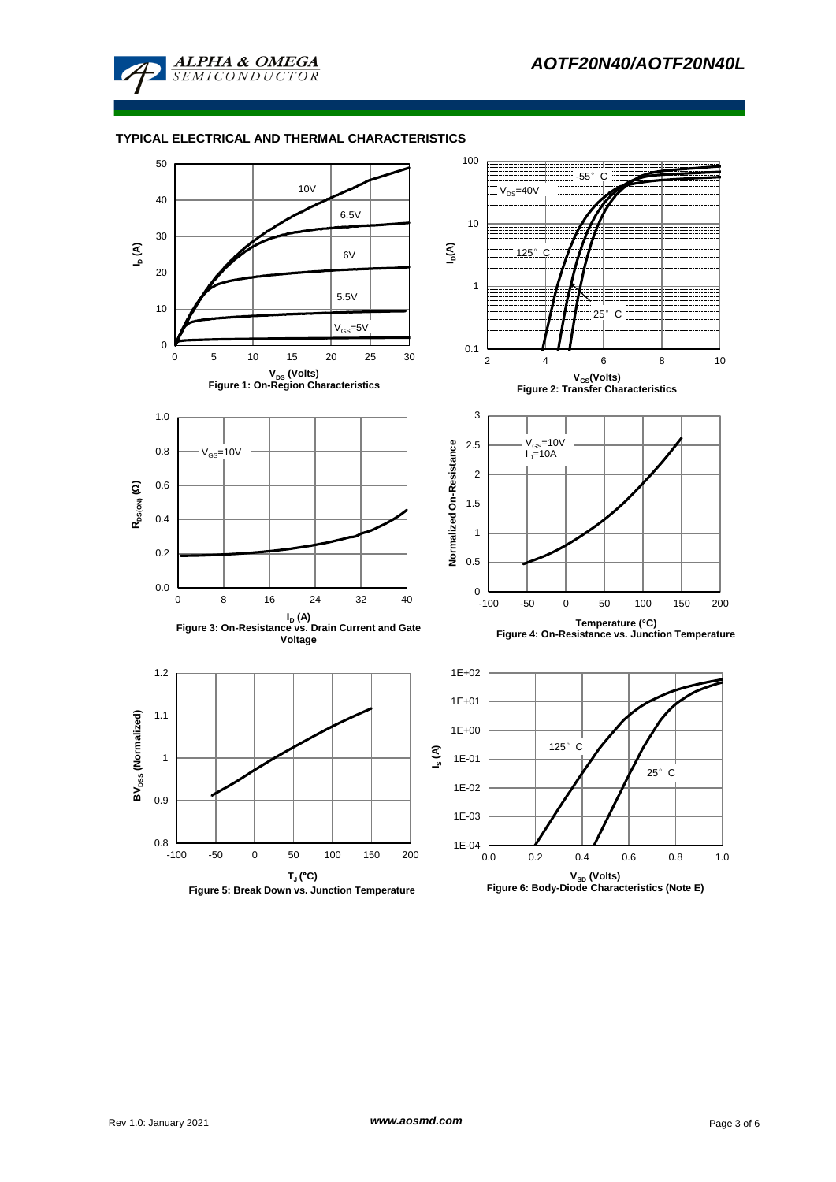## TYPICAL ELECTRICAL AND THERMAL CHARACTERISTICS

Figure 1: On-Region Characteristics

Figure 2: Transfer Characteristics

Figure 3: On-Resistance vs. Drain Current and Gate Voltage

Figure 4: On-Resistance vs. Junction Temperature

Figure 5: Break Down vs. Junction Temperature

Figure 6: Body-Diode Characteristics (Note E)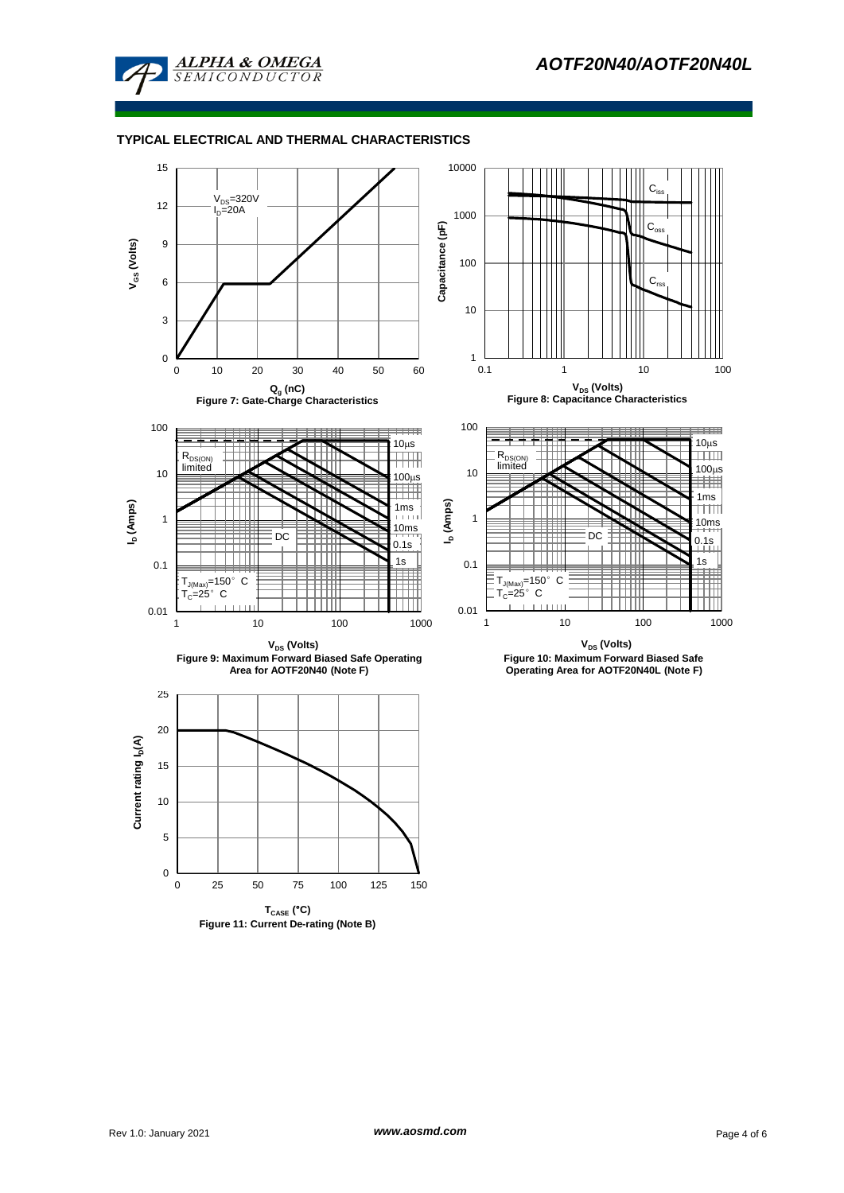## TYPICAL ELECTRICAL AND THERMAL CHARACTERISTICS

$V_{DS}$=320V
$I_D$=20A

$V_{GS}$ (Volts)

$Q_g$ (nC)

Figure 7: Gate-Charge Characteristics

$C_{iss}$

$C_{oss}$

$C_{rss}$

Capacitance (pF)

$V_{DS}$ (Volts)

Figure 8: Capacitance Characteristics

$R_{DS(ON)}$ limited

10μs

100μs

1ms

10ms

0.1s

1s

DC

$T_{J(Max)}$=150° C
$T_C$=25° C

$I_D$ (Amps)

$V_{DS}$ (Volts)

Figure 9: Maximum Forward Biased Safe Operating Area for AOTF20N40 (Note F)

$R_{DS(ON)}$ limited

10μs

100μs

1ms

10ms

0.1s

1s

DC

$T_{J(Max)}$=150° C
$T_C$=25° C

$I_D$ (Amps)

$V_{DS}$ (Volts)

Figure 10: Maximum Forward Biased Safe Operating Area for AOTF20N40L (Note F)

Current rating $I_D$(A)

$T_{CASE}$ (°C)

Figure 11: Current De-rating (Note B)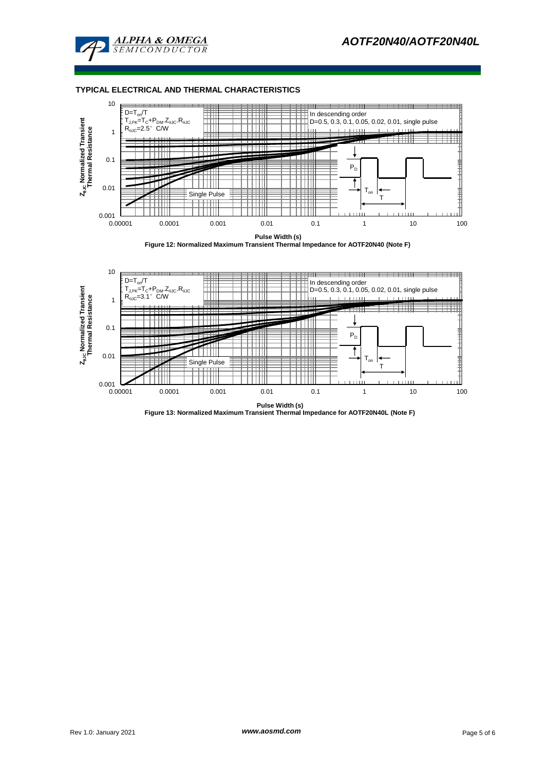## TYPICAL ELECTRICAL AND THERMAL CHARACTERISTICS

$D=T_{on}/T$
$T_{J,PK}=T_C+P_{DM}.Z_{\theta JC}.R_{\theta JC}$
$R_{\theta JC}=2.5°$ C/W

In descending order
D=0.5, 0.3, 0.1, 0.05, 0.02, 0.01, single pulse

Single Pulse

$Z_{\theta JC}$ Normalized Transient Thermal Resistance

Pulse Width (s)

**Figure 12: Normalized Maximum Transient Thermal Impedance for AOTF20N40 (Note F)**

$D=T_{on}/T$
$T_{J,PK}=T_C+P_{DM}.Z_{\theta JC}.R_{\theta JC}$
$R_{\theta JC}=3.1°$ C/W

In descending order
D=0.5, 0.3, 0.1, 0.05, 0.02, 0.01, single pulse

Single Pulse

$Z_{\theta JC}$ Normalized Transient Thermal Resistance

Pulse Width (s)

**Figure 13: Normalized Maximum Transient Thermal Impedance for AOTF20N40L (Note F)**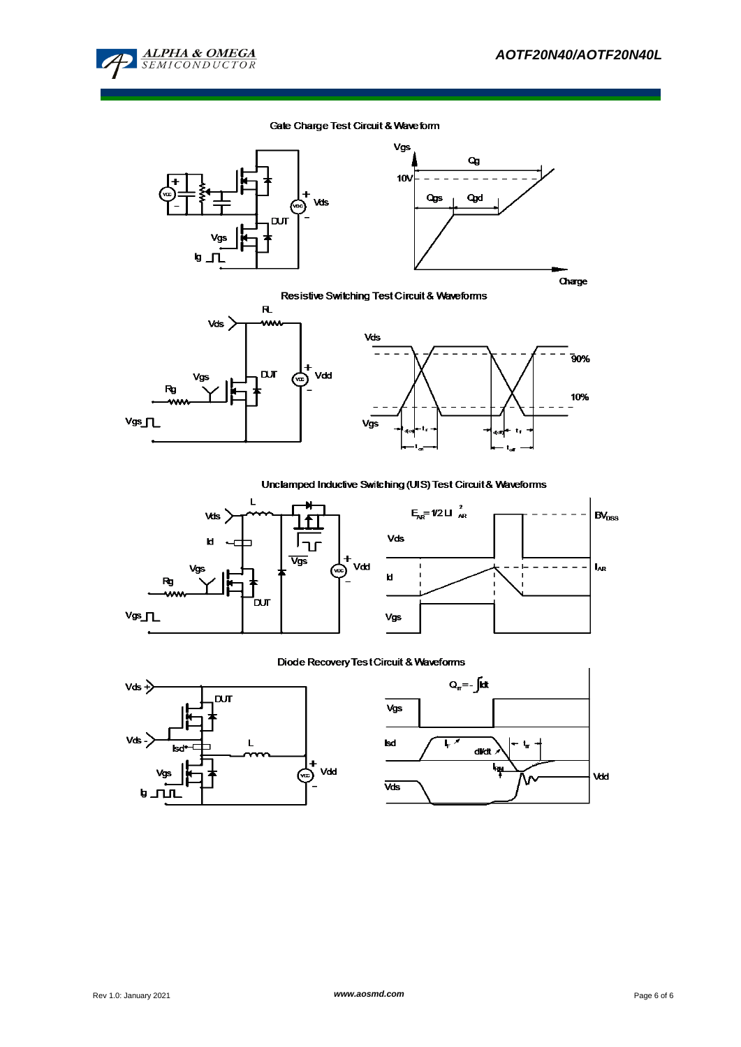Gate Charge Test Circuit & Waveform

Vgs

Qg

10V

Qgs

Qgd

Vds

DUT

Vgs

Ig

Charge

Resistive Switching Test Circuit & Waveforms

RL

Vds

Vgs

DUT

Vdd

Rg

Vgs

Vds

90%

10%

Vgs

$t_{d(on)}$ $t_r$

$t_{on}$

$t_{d(off)}$ $t_f$

$t_{off}$

Unclamped Inductive Switching (UIS) Test Circuit & Waveforms

L

Vds

Id

Vgs

Vgs

Vdd

Rg

DUT

Vgs

$E_{AR} = 1/2\, LI_{AR}^2$

$BV_{DSS}$

Vds

$I_{AR}$

Id

Vgs

Diode Recovery Test Circuit & Waveforms

Vds +

DUT

Vds -

Isd

L

Vgs

Vdd

Ig

$Q_{rr} = -\int Idt$

Vgs

Isd

$I_F$

dI/dt

$t_{rr}$

$I_{RM}$

Vdd

Vds